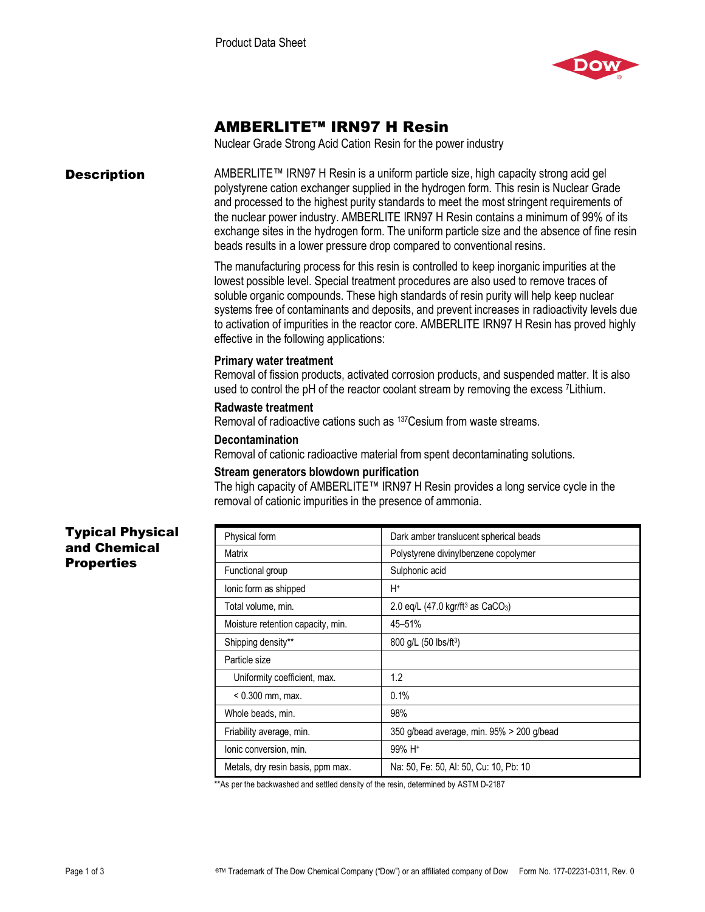Product Data Sheet

# AMBERLITE™ IRN97 H Resin

Nuclear Grade Strong Acid Cation Resin for the power industry

## Description

AMBERLITE™ IRN97 H Resin is a uniform particle size, high capacity strong acid gel polystyrene cation exchanger supplied in the hydrogen form. This resin is Nuclear Grade and processed to the highest purity standards to meet the most stringent requirements of the nuclear power industry. AMBERLITE IRN97 H Resin contains a minimum of 99% of its exchange sites in the hydrogen form. The uniform particle size and the absence of fine resin beads results in a lower pressure drop compared to conventional resins.

The manufacturing process for this resin is controlled to keep inorganic impurities at the lowest possible level. Special treatment procedures are also used to remove traces of soluble organic compounds. These high standards of resin purity will help keep nuclear systems free of contaminants and deposits, and prevent increases in radioactivity levels due to activation of impurities in the reactor core. AMBERLITE IRN97 H Resin has proved highly effective in the following applications:

**Primary water treatment**
Removal of fission products, activated corrosion products, and suspended matter. It is also used to control the pH of the reactor coolant stream by removing the excess $^{7}$Lithium.

**Radwaste treatment**
Removal of radioactive cations such as $^{137}$Cesium from waste streams.

**Decontamination**
Removal of cationic radioactive material from spent decontaminating solutions.

**Stream generators blowdown purification**
The high capacity of AMBERLITE™ IRN97 H Resin provides a long service cycle in the removal of cationic impurities in the presence of ammonia.

## Typical Physical and Chemical Properties

| Property | Value |
|---|---|
| Physical form | Dark amber translucent spherical beads |
| Matrix | Polystyrene divinylbenzene copolymer |
| Functional group | Sulphonic acid |
| Ionic form as shipped | $H^+$ |
| Total volume, min. | 2.0 eq/L (47.0 kgr/ft$^3$ as $CaCO_3$) |
| Moisture retention capacity, min. | 45–51% |
| Shipping density** | 800 g/L (50 lbs/ft$^3$) |
| Particle size | |
| Uniformity coefficient, max. | 1.2 |
| < 0.300 mm, max. | 0.1% |
| Whole beads, min. | 98% |
| Friability average, min. | 350 g/bead average, min. 95% > 200 g/bead |
| Ionic conversion, min. | 99% $H^+$ |
| Metals, dry resin basis, ppm max. | Na: 50, Fe: 50, Al: 50, Cu: 10, Pb: 10 |

**As per the backwashed and settled density of the resin, determined by ASTM D-2187

®™ Trademark of The Dow Chemical Company ("Dow") or an affiliated company of Dow Form No. 177-02231-0311, Rev. 0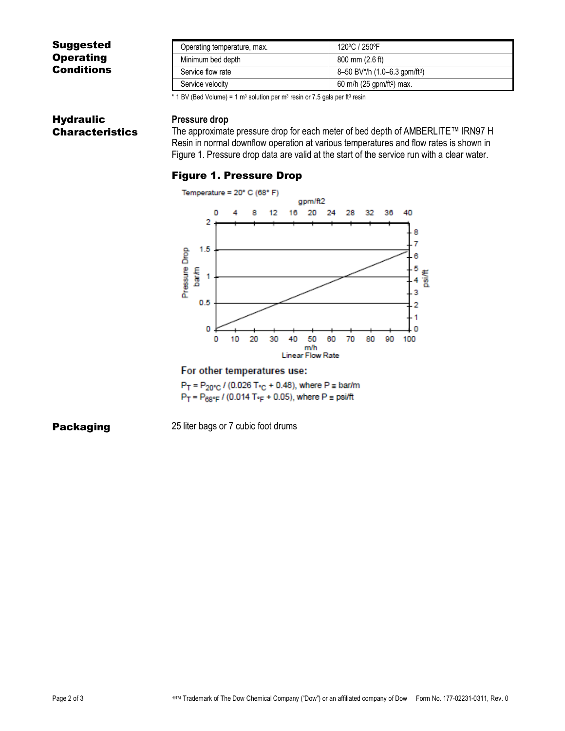## Suggested Operating Conditions

| Operating temperature, max. | 120ºC / 250ºF |
|---|---|
| Minimum bed depth | 800 mm (2.6 ft) |
| Service flow rate | 8–50 BV*/h (1.0–6.3 gpm/ft³) |
| Service velocity | 60 m/h (25 gpm/ft²) max. |

* 1 BV (Bed Volume) = 1 m³ solution per m³ resin or 7.5 gals per ft³ resin

## Hydraulic Characteristics

**Pressure drop**

The approximate pressure drop for each meter of bed depth of AMBERLITE™ IRN97 H Resin in normal downflow operation at various temperatures and flow rates is shown in Figure 1. Pressure data are valid at the start of the service run with a clear water.

### Figure 1. Pressure Drop

Temperature = 20° C (68° F)

For other temperatures use:

$P_T = P_{20°C} / (0.026\ T_{°C} + 0.48)$, where P ≡ bar/m

$P_T = P_{68°F} / (0.014\ T_{°F} + 0.05)$, where P ≡ psi/ft

## Packaging

25 liter bags or 7 cubic foot drums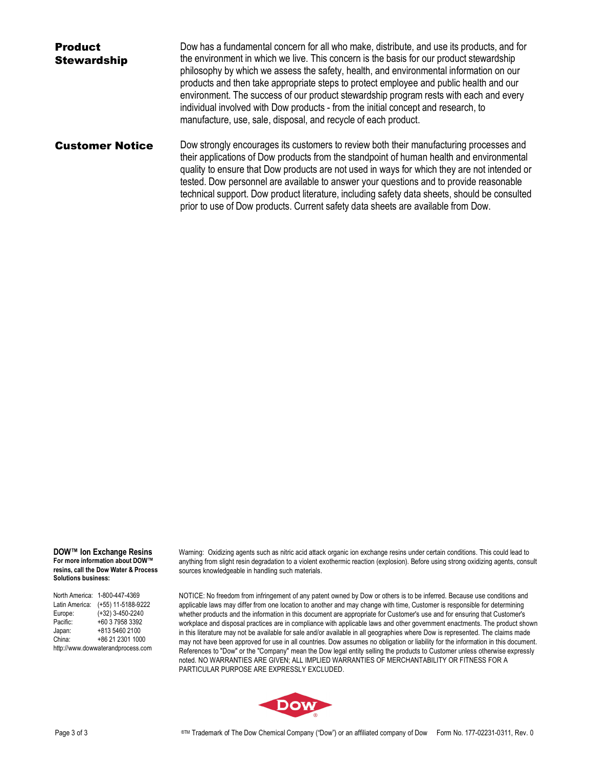## Product Stewardship

Dow has a fundamental concern for all who make, distribute, and use its products, and for the environment in which we live. This concern is the basis for our product stewardship philosophy by which we assess the safety, health, and environmental information on our products and then take appropriate steps to protect employee and public health and our environment. The success of our product stewardship program rests with each and every individual involved with Dow products - from the initial concept and research, to manufacture, use, sale, disposal, and recycle of each product.

## Customer Notice

Dow strongly encourages its customers to review both their manufacturing processes and their applications of Dow products from the standpoint of human health and environmental quality to ensure that Dow products are not used in ways for which they are not intended or tested. Dow personnel are available to answer your questions and to provide reasonable technical support. Dow product literature, including safety data sheets, should be consulted prior to use of Dow products. Current safety data sheets are available from Dow.

**DOW™ Ion Exchange Resins**
**For more information about DOW™ resins, call the Dow Water & Process Solutions business:**

North America: 1-800-447-4369
Latin America: (+55) 11-5188-9222
Europe: (+32) 3-450-2240
Pacific: +60 3 7958 3392
Japan: +813 5460 2100
China: +86 21 2301 1000
http://www.dowwaterandprocess.com

Warning: Oxidizing agents such as nitric acid attack organic ion exchange resins under certain conditions. This could lead to anything from slight resin degradation to a violent exothermic reaction (explosion). Before using strong oxidizing agents, consult sources knowledgeable in handling such materials.

NOTICE: No freedom from infringement of any patent owned by Dow or others is to be inferred. Because use conditions and applicable laws may differ from one location to another and may change with time, Customer is responsible for determining whether products and the information in this document are appropriate for Customer's use and for ensuring that Customer's workplace and disposal practices are in compliance with applicable laws and other government enactments. The product shown in this literature may not be available for sale and/or available in all geographies where Dow is represented. The claims made may not have been approved for use in all countries. Dow assumes no obligation or liability for the information in this document. References to "Dow" or the "Company" mean the Dow legal entity selling the products to Customer unless otherwise expressly noted. NO WARRANTIES ARE GIVEN; ALL IMPLIED WARRANTIES OF MERCHANTABILITY OR FITNESS FOR A PARTICULAR PURPOSE ARE EXPRESSLY EXCLUDED.

®™ Trademark of The Dow Chemical Company ("Dow") or an affiliated company of Dow Form No. 177-02231-0311, Rev. 0